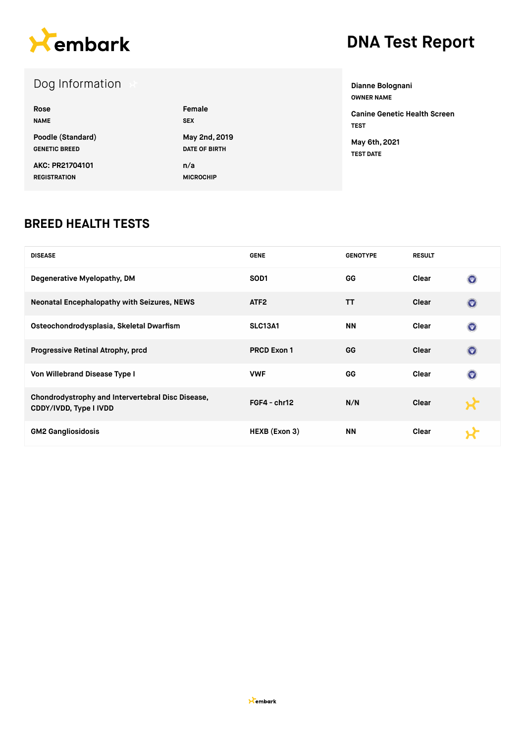# DNA Test Report

## Dog Information

| Field | Value |
|---|---|
| NAME | Rose |
| SEX | Female |
| GENETIC BREED | Poodle (Standard) |
| DATE OF BIRTH | May 2nd, 2019 |
| REGISTRATION | AKC: PR21704101 |
| MICROCHIP | n/a |

**Dianne Bolognani**
OWNER NAME

**Canine Genetic Health Screen**
TEST

**May 6th, 2021**
TEST DATE

## BREED HEALTH TESTS

| DISEASE | GENE | GENOTYPE | RESULT |
|---|---|---|---|
| Degenerative Myelopathy, DM | SOD1 | GG | Clear |
| Neonatal Encephalopathy with Seizures, NEWS | ATF2 | TT | Clear |
| Osteochondrodysplasia, Skeletal Dwarfism | SLC13A1 | NN | Clear |
| Progressive Retinal Atrophy, prcd | PRCD Exon 1 | GG | Clear |
| Von Willebrand Disease Type I | VWF | GG | Clear |
| Chondrodystrophy and Intervertebral Disc Disease, CDDY/IVDD, Type I IVDD | FGF4 - chr12 | N/N | Clear |
| GM2 Gangliosidosis | HEXB (Exon 3) | NN | Clear |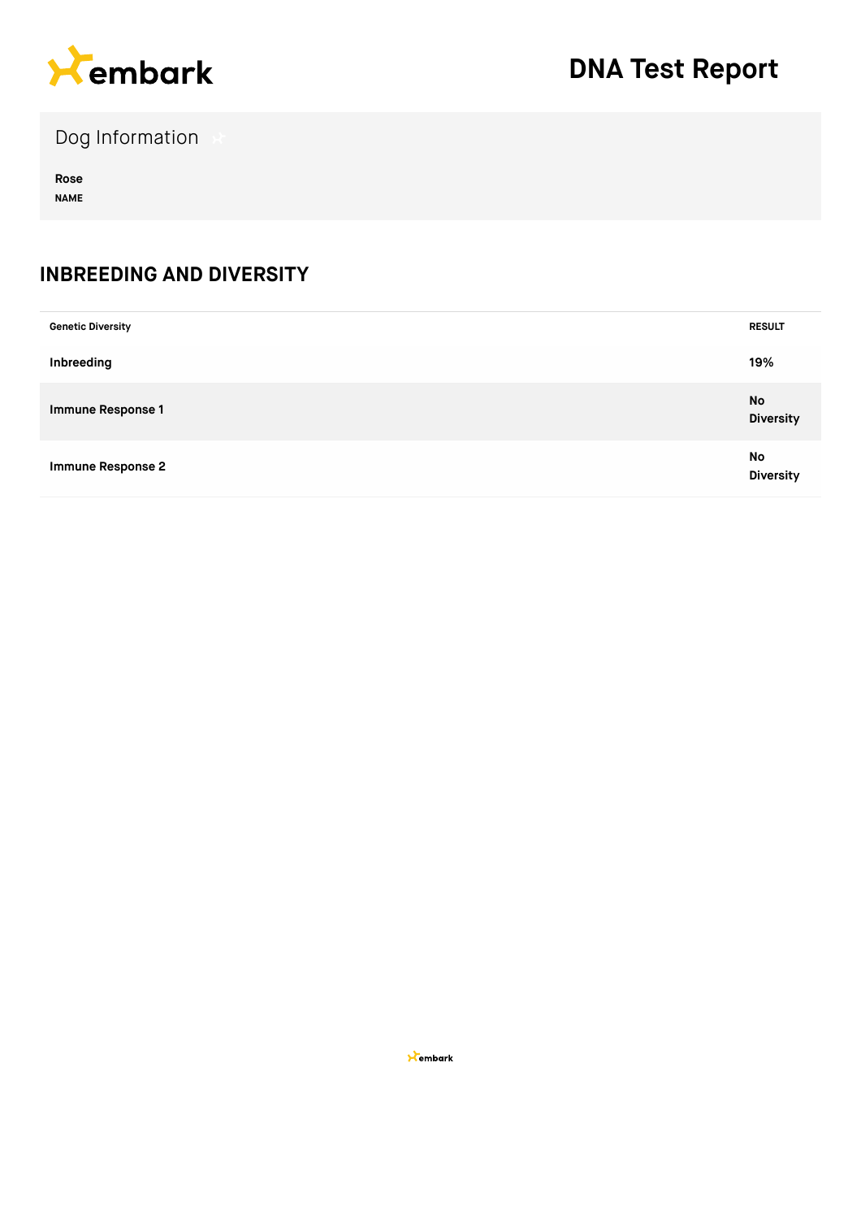# DNA Test Report

## Dog Information

**Rose**
NAME

## INBREEDING AND DIVERSITY

| Genetic Diversity | RESULT |
|---|---|
| **Inbreeding** | **19%** |
| **Immune Response 1** | **No Diversity** |
| **Immune Response 2** | **No Diversity** |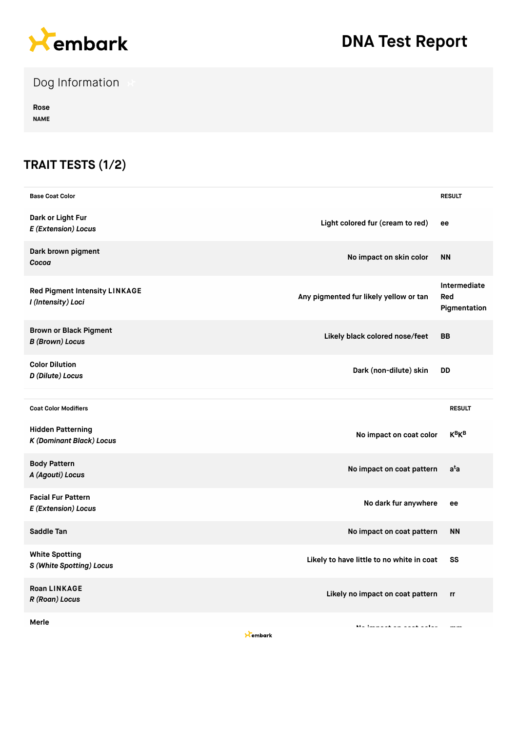# DNA Test Report

## Dog Information

**Rose**
NAME

## TRAIT TESTS (1/2)

| Base Coat Color | | RESULT |
|---|---|---|
| **Dark or Light Fur** *E (Extension) Locus* | Light colored fur (cream to red) | ee |
| **Dark brown pigment** *Cocoa* | No impact on skin color | NN |
| **Red Pigment Intensity LINKAGE** *I (Intensity) Loci* | Any pigmented fur likely yellow or tan | Intermediate Red Pigmentation |
| **Brown or Black Pigment** *B (Brown) Locus* | Likely black colored nose/feet | BB |
| **Color Dilution** *D (Dilute) Locus* | Dark (non-dilute) skin | DD |

| Coat Color Modifiers | | RESULT |
|---|---|---|
| **Hidden Patterning** *K (Dominant Black) Locus* | No impact on coat color | $K^BK^B$ |
| **Body Pattern** *A (Agouti) Locus* | No impact on coat pattern | $a^ta$ |
| **Facial Fur Pattern** *E (Extension) Locus* | No dark fur anywhere | ee |
| **Saddle Tan** | No impact on coat pattern | NN |
| **White Spotting** *S (White Spotting) Locus* | Likely to have little to no white in coat | SS |
| **Roan LINKAGE** *R (Roan) Locus* | Likely no impact on coat pattern | rr |
| **Merle** | No impact on coat color | mm |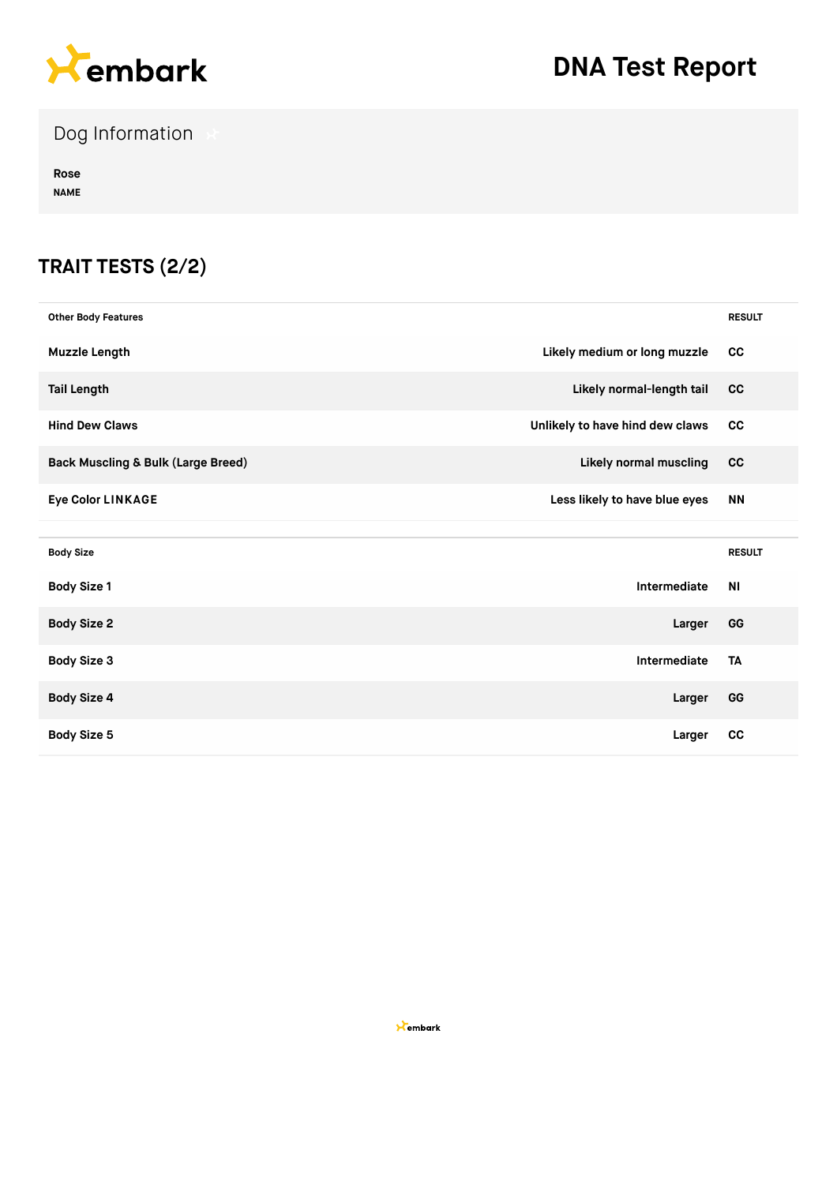# embark

# DNA Test Report

## Dog Information

**Rose**
NAME

## TRAIT TESTS (2/2)

| Other Body Features | | RESULT |
|---|---|---|
| Muzzle Length | Likely medium or long muzzle | CC |
| Tail Length | Likely normal-length tail | CC |
| Hind Dew Claws | Unlikely to have hind dew claws | CC |
| Back Muscling & Bulk (Large Breed) | Likely normal muscling | CC |
| Eye Color LINKAGE | Less likely to have blue eyes | NN |

| Body Size | | RESULT |
|---|---|---|
| Body Size 1 | Intermediate | NI |
| Body Size 2 | Larger | GG |
| Body Size 3 | Intermediate | TA |
| Body Size 4 | Larger | GG |
| Body Size 5 | Larger | CC |